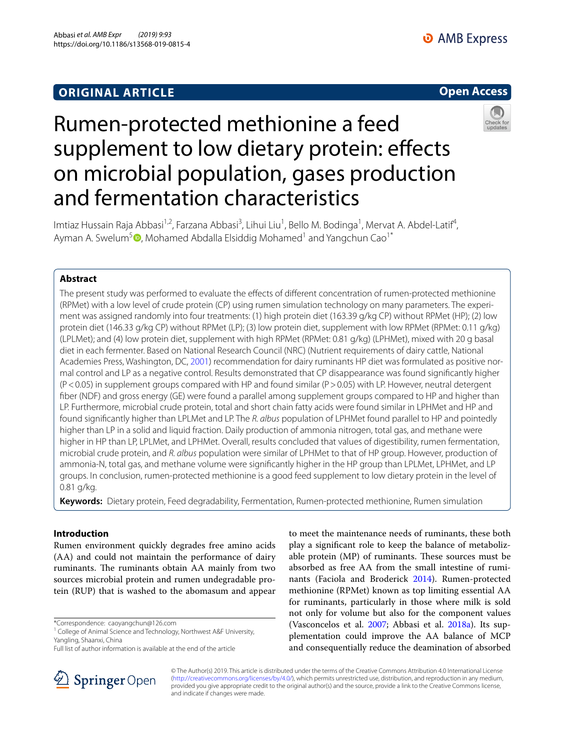ORIGINAL ARTICLE

Open Access

# Rumen-protected methionine a feed supplement to low dietary protein: effects on microbial population, gases production and fermentation characteristics

Imtiaz Hussain Raja Abbasi[1,2], Farzana Abbasi[3], Lihui Liu[1], Bello M. Bodinga[1], Mervat A. Abdel-Latif[4], Ayman A. Swelum[5], Mohamed Abdalla Elsiddig Mohamed[1] and Yangchun Cao[1*]

## Abstract

The present study was performed to evaluate the effects of different concentration of rumen-protected methionine (RPMet) with a low level of crude protein (CP) using rumen simulation technology on many parameters. The experiment was assigned randomly into four treatments: (1) high protein diet (163.39 g/kg CP) without RPMet (HP); (2) low protein diet (146.33 g/kg CP) without RPMet (LP); (3) low protein diet, supplement with low RPMet (RPMet: 0.11 g/kg) (LPLMet); and (4) low protein diet, supplement with high RPMet (RPMet: 0.81 g/kg) (LPHMet), mixed with 20 g basal diet in each fermenter. Based on National Research Council (NRC) (Nutrient requirements of dairy cattle, National Academies Press, Washington, DC, 2001) recommendation for dairy ruminants HP diet was formulated as positive normal control and LP as a negative control. Results demonstrated that CP disappearance was found significantly higher ($P < 0.05$) in supplement groups compared with HP and found similar ($P > 0.05$) with LP. However, neutral detergent fiber (NDF) and gross energy (GE) were found a parallel among supplement groups compared to HP and higher than LP. Furthermore, microbial crude protein, total and short chain fatty acids were found similar in LPHMet and HP and found significantly higher than LPLMet and LP. The *R. albus* population of LPHMet found parallel to HP and pointedly higher than LP in a solid and liquid fraction. Daily production of ammonia nitrogen, total gas, and methane were higher in HP than LP, LPLMet, and LPHMet. Overall, results concluded that values of digestibility, rumen fermentation, microbial crude protein, and *R. albus* population were similar of LPHMet to that of HP group. However, production of ammonia-N, total gas, and methane volume were significantly higher in the HP group than LPLMet, LPHMet, and LP groups. In conclusion, rumen-protected methionine is a good feed supplement to low dietary protein in the level of 0.81 g/kg.

**Keywords:** Dietary protein, Feed degradability, Fermentation, Rumen-protected methionine, Rumen simulation

## Introduction

Rumen environment quickly degrades free amino acids (AA) and could not maintain the performance of dairy ruminants. The ruminants obtain AA mainly from two sources microbial protein and rumen undegradable protein (RUP) that is washed to the abomasum and appear to meet the maintenance needs of ruminants, these both play a significant role to keep the balance of metabolizable protein (MP) of ruminants. These sources must be absorbed as free AA from the small intestine of ruminants (Faciola and Broderick 2014). Rumen-protected methionine (RPMet) known as top limiting essential AA for ruminants, particularly in those where milk is sold not only for volume but also for the component values (Vasconcelos et al. 2007; Abbasi et al. 2018a). Its supplementation could improve the AA balance of MCP and consequentially reduce the deamination of absorbed

*Correspondence: caoyangchun@126.com

[1] College of Animal Science and Technology, Northwest A&F University, Yangling, Shaanxi, China

Full list of author information is available at the end of the article

© The Author(s) 2019. This article is distributed under the terms of the Creative Commons Attribution 4.0 International License (http://creativecommons.org/licenses/by/4.0/), which permits unrestricted use, distribution, and reproduction in any medium, provided you give appropriate credit to the original author(s) and the source, provide a link to the Creative Commons license, and indicate if changes were made.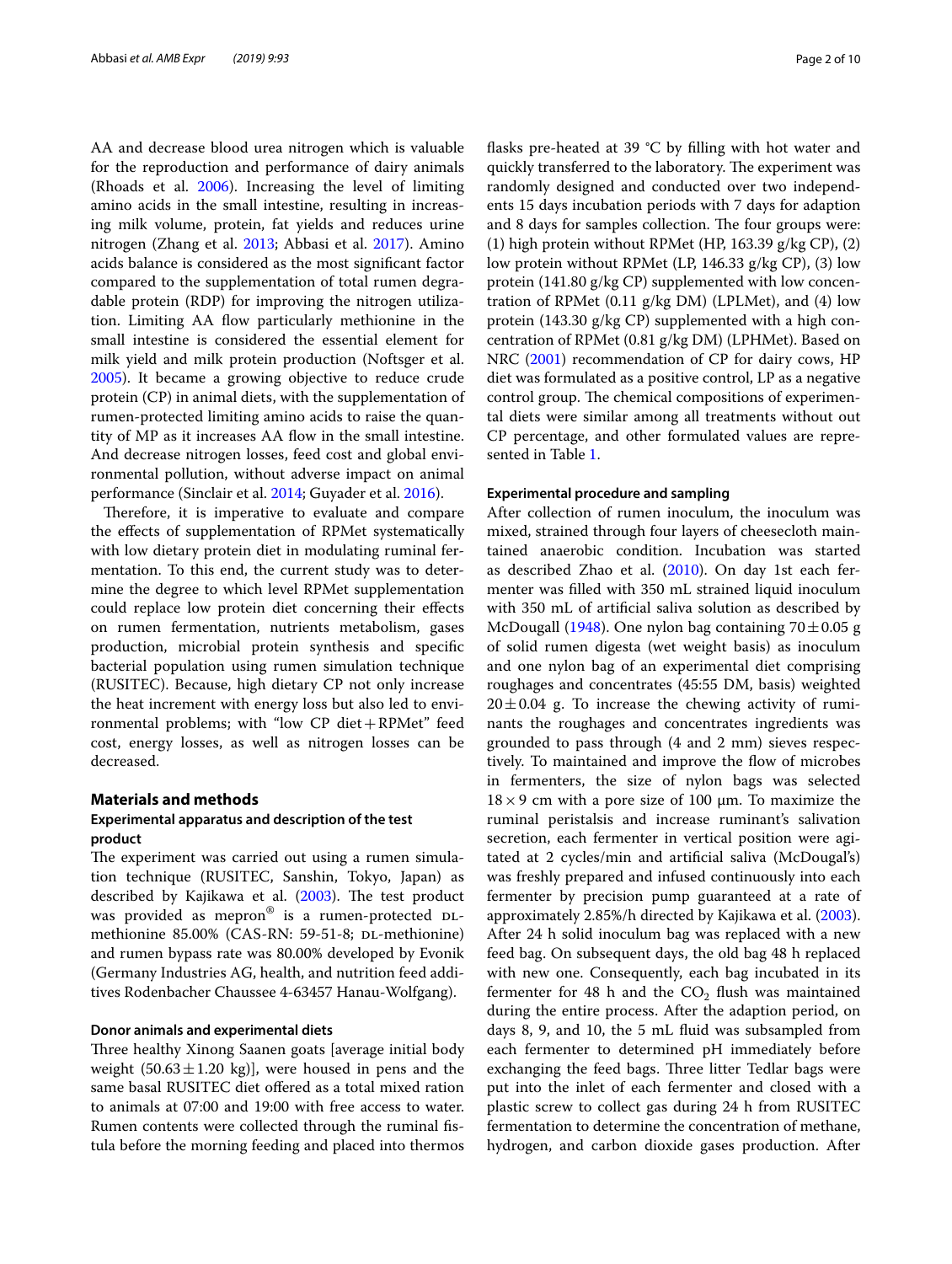AA and decrease blood urea nitrogen which is valuable for the reproduction and performance of dairy animals (Rhoads et al. 2006). Increasing the level of limiting amino acids in the small intestine, resulting in increasing milk volume, protein, fat yields and reduces urine nitrogen (Zhang et al. 2013; Abbasi et al. 2017). Amino acids balance is considered as the most significant factor compared to the supplementation of total rumen degradable protein (RDP) for improving the nitrogen utilization. Limiting AA flow particularly methionine in the small intestine is considered the essential element for milk yield and milk protein production (Noftsger et al. 2005). It became a growing objective to reduce crude protein (CP) in animal diets, with the supplementation of rumen-protected limiting amino acids to raise the quantity of MP as it increases AA flow in the small intestine. And decrease nitrogen losses, feed cost and global environmental pollution, without adverse impact on animal performance (Sinclair et al. 2014; Guyader et al. 2016).

Therefore, it is imperative to evaluate and compare the effects of supplementation of RPMet systematically with low dietary protein diet in modulating ruminal fermentation. To this end, the current study was to determine the degree to which level RPMet supplementation could replace low protein diet concerning their effects on rumen fermentation, nutrients metabolism, gases production, microbial protein synthesis and specific bacterial population using rumen simulation technique (RUSITEC). Because, high dietary CP not only increase the heat increment with energy loss but also led to environmental problems; with "low CP diet + RPMet" feed cost, energy losses, as well as nitrogen losses can be decreased.

## Materials and methods

### Experimental apparatus and description of the test product

The experiment was carried out using a rumen simulation technique (RUSITEC, Sanshin, Tokyo, Japan) as described by Kajikawa et al. (2003). The test product was provided as mepron® is a rumen-protected DL-methionine 85.00% (CAS-RN: 59-51-8; DL-methionine) and rumen bypass rate was 80.00% developed by Evonik (Germany Industries AG, health, and nutrition feed additives Rodenbacher Chaussee 4-63457 Hanau-Wolfgang).

### Donor animals and experimental diets

Three healthy Xinong Saanen goats [average initial body weight (50.63 ± 1.20 kg)], were housed in pens and the same basal RUSITEC diet offered as a total mixed ration to animals at 07:00 and 19:00 with free access to water. Rumen contents were collected through the ruminal fistula before the morning feeding and placed into thermos flasks pre-heated at 39 °C by filling with hot water and quickly transferred to the laboratory. The experiment was randomly designed and conducted over two independents 15 days incubation periods with 7 days for adaption and 8 days for samples collection. The four groups were: (1) high protein without RPMet (HP, 163.39 g/kg CP), (2) low protein without RPMet (LP, 146.33 g/kg CP), (3) low protein (141.80 g/kg CP) supplemented with low concentration of RPMet (0.11 g/kg DM) (LPLMet), and (4) low protein (143.30 g/kg CP) supplemented with a high concentration of RPMet (0.81 g/kg DM) (LPHMet). Based on NRC (2001) recommendation of CP for dairy cows, HP diet was formulated as a positive control, LP as a negative control group. The chemical compositions of experimental diets were similar among all treatments without out CP percentage, and other formulated values are represented in Table 1.

### Experimental procedure and sampling

After collection of rumen inoculum, the inoculum was mixed, strained through four layers of cheesecloth maintained anaerobic condition. Incubation was started as described Zhao et al. (2010). On day 1st each fermenter was filled with 350 mL strained liquid inoculum with 350 mL of artificial saliva solution as described by McDougall (1948). One nylon bag containing 70 ± 0.05 g of solid rumen digesta (wet weight basis) as inoculum and one nylon bag of an experimental diet comprising roughages and concentrates (45:55 DM, basis) weighted 20 ± 0.04 g. To increase the chewing activity of ruminants the roughages and concentrates ingredients was grounded to pass through (4 and 2 mm) sieves respectively. To maintained and improve the flow of microbes in fermenters, the size of nylon bags was selected 18 × 9 cm with a pore size of 100 μm. To maximize the ruminal peristalsis and increase ruminant's salivation secretion, each fermenter in vertical position were agitated at 2 cycles/min and artificial saliva (McDougal's) was freshly prepared and infused continuously into each fermenter by precision pump guaranteed at a rate of approximately 2.85%/h directed by Kajikawa et al. (2003). After 24 h solid inoculum bag was replaced with a new feed bag. On subsequent days, the old bag 48 h replaced with new one. Consequently, each bag incubated in its fermenter for 48 h and the $CO_2$ flush was maintained during the entire process. After the adaption period, on days 8, 9, and 10, the 5 mL fluid was subsampled from each fermenter to determined pH immediately before exchanging the feed bags. Three litter Tedlar bags were put into the inlet of each fermenter and closed with a plastic screw to collect gas during 24 h from RUSITEC fermentation to determine the concentration of methane, hydrogen, and carbon dioxide gases production. After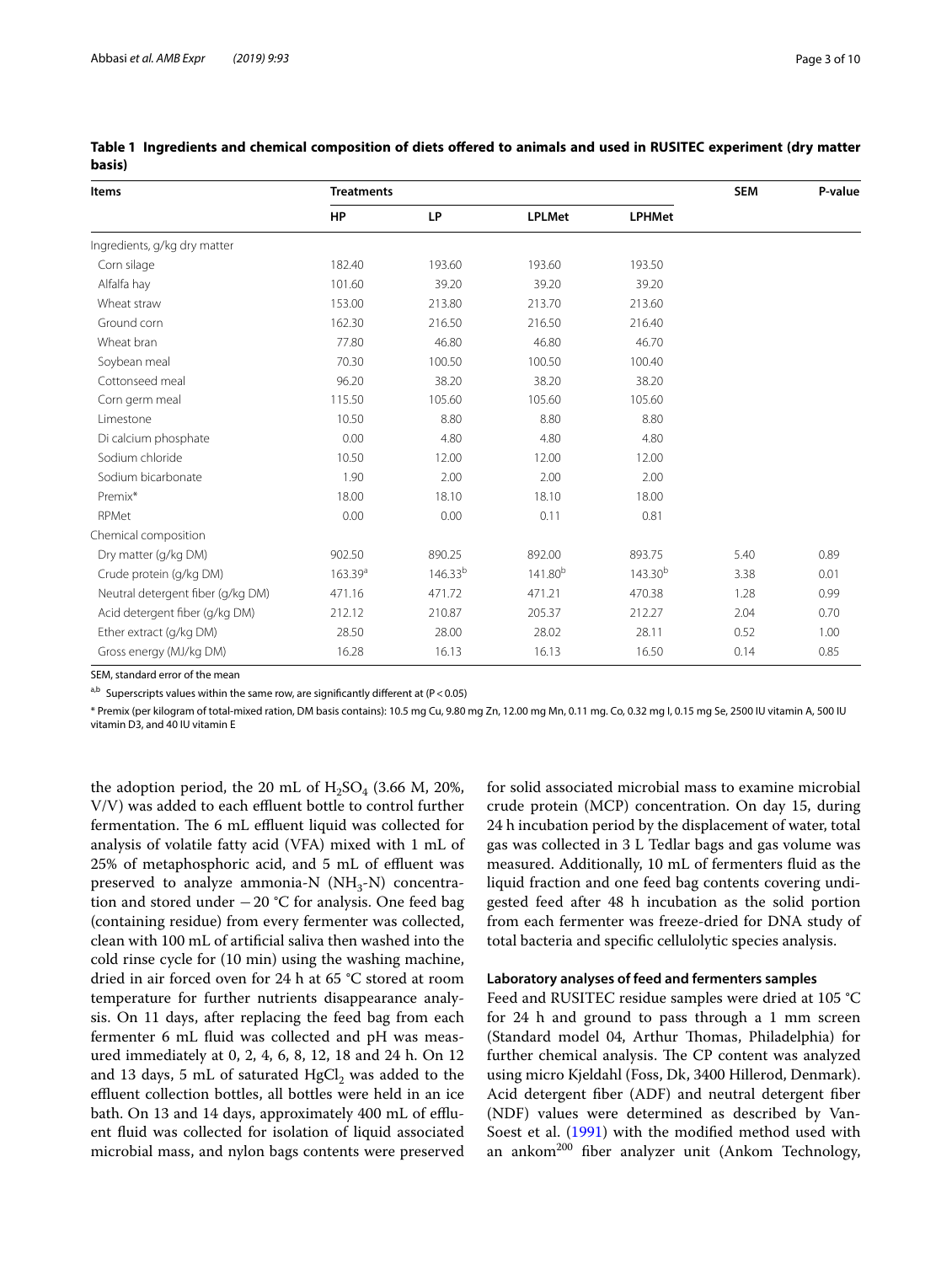**Table 1 Ingredients and chemical composition of diets offered to animals and used in RUSITEC experiment (dry matter basis)**

| Items | Treatments | | | | SEM | P-value |
|---|---|---|---|---|---|---|
| | HP | LP | LPLMet | LPHMet | | |
| Ingredients, g/kg dry matter | | | | | | |
| Corn silage | 182.40 | 193.60 | 193.60 | 193.50 | | |
| Alfalfa hay | 101.60 | 39.20 | 39.20 | 39.20 | | |
| Wheat straw | 153.00 | 213.80 | 213.70 | 213.60 | | |
| Ground corn | 162.30 | 216.50 | 216.50 | 216.40 | | |
| Wheat bran | 77.80 | 46.80 | 46.80 | 46.70 | | |
| Soybean meal | 70.30 | 100.50 | 100.50 | 100.40 | | |
| Cottonseed meal | 96.20 | 38.20 | 38.20 | 38.20 | | |
| Corn germ meal | 115.50 | 105.60 | 105.60 | 105.60 | | |
| Limestone | 10.50 | 8.80 | 8.80 | 8.80 | | |
| Di calcium phosphate | 0.00 | 4.80 | 4.80 | 4.80 | | |
| Sodium chloride | 10.50 | 12.00 | 12.00 | 12.00 | | |
| Sodium bicarbonate | 1.90 | 2.00 | 2.00 | 2.00 | | |
| Premix* | 18.00 | 18.10 | 18.10 | 18.00 | | |
| RPMet | 0.00 | 0.00 | 0.11 | 0.81 | | |
| Chemical composition | | | | | | |
| Dry matter (g/kg DM) | 902.50 | 890.25 | 892.00 | 893.75 | 5.40 | 0.89 |
| Crude protein (g/kg DM) | 163.39[a] | 146.33[b] | 141.80[b] | 143.30[b] | 3.38 | 0.01 |
| Neutral detergent fiber (g/kg DM) | 471.16 | 471.72 | 471.21 | 470.38 | 1.28 | 0.99 |
| Acid detergent fiber (g/kg DM) | 212.12 | 210.87 | 205.37 | 212.27 | 2.04 | 0.70 |
| Ether extract (g/kg DM) | 28.50 | 28.00 | 28.02 | 28.11 | 0.52 | 1.00 |
| Gross energy (MJ/kg DM) | 16.28 | 16.13 | 16.13 | 16.50 | 0.14 | 0.85 |

SEM, standard error of the mean

[a,b] Superscripts values within the same row, are significantly different at ($P < 0.05$)

\* Premix (per kilogram of total-mixed ration, DM basis contains): 10.5 mg Cu, 9.80 mg Zn, 12.00 mg Mn, 0.11 mg. Co, 0.32 mg I, 0.15 mg Se, 2500 IU vitamin A, 500 IU vitamin D3, and 40 IU vitamin E

the adoption period, the 20 mL of $H_2SO_4$ (3.66 M, 20%, V/V) was added to each effluent bottle to control further fermentation. The 6 mL effluent liquid was collected for analysis of volatile fatty acid (VFA) mixed with 1 mL of 25% of metaphosphoric acid, and 5 mL of effluent was preserved to analyze ammonia-N ($NH_3$-N) concentration and stored under −20 °C for analysis. One feed bag (containing residue) from every fermenter was collected, clean with 100 mL of artificial saliva then washed into the cold rinse cycle for (10 min) using the washing machine, dried in air forced oven for 24 h at 65 °C stored at room temperature for further nutrients disappearance analysis. On 11 days, after replacing the feed bag from each fermenter 6 mL fluid was collected and pH was measured immediately at 0, 2, 4, 6, 8, 12, 18 and 24 h. On 12 and 13 days, 5 mL of saturated $HgCl_2$ was added to the effluent collection bottles, all bottles were held in an ice bath. On 13 and 14 days, approximately 400 mL of effluent fluid was collected for isolation of liquid associated microbial mass, and nylon bags contents were preserved for solid associated microbial mass to examine microbial crude protein (MCP) concentration. On day 15, during 24 h incubation period by the displacement of water, total gas was collected in 3 L Tedlar bags and gas volume was measured. Additionally, 10 mL of fermenters fluid as the liquid fraction and one feed bag contents covering undigested feed after 48 h incubation as the solid portion from each fermenter was freeze-dried for DNA study of total bacteria and specific cellulolytic species analysis.

### Laboratory analyses of feed and fermenters samples

Feed and RUSITEC residue samples were dried at 105 °C for 24 h and ground to pass through a 1 mm screen (Standard model 04, Arthur Thomas, Philadelphia) for further chemical analysis. The CP content was analyzed using micro Kjeldahl (Foss, Dk, 3400 Hillerod, Denmark). Acid detergent fiber (ADF) and neutral detergent fiber (NDF) values were determined as described by Van-Soest et al. (1991) with the modified method used with an ankom[200] fiber analyzer unit (Ankom Technology,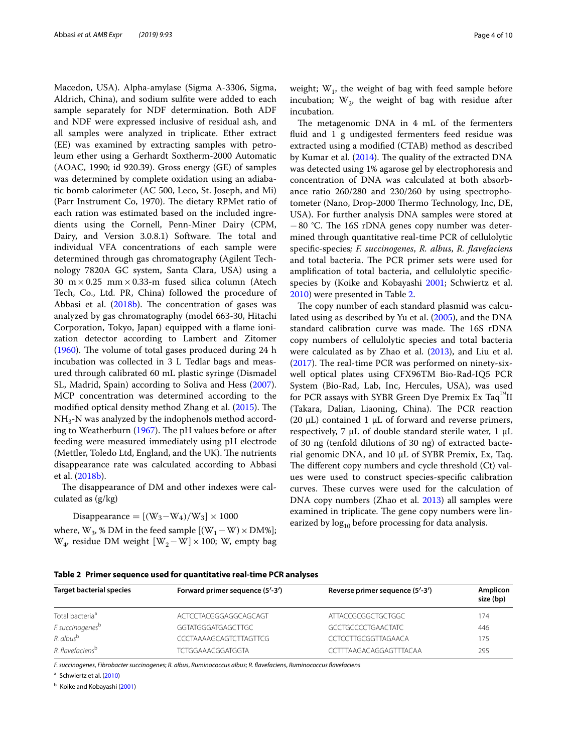Macedon, USA). Alpha-amylase (Sigma A-3306, Sigma, Aldrich, China), and sodium sulfite were added to each sample separately for NDF determination. Both ADF and NDF were expressed inclusive of residual ash, and all samples were analyzed in triplicate. Ether extract (EE) was examined by extracting samples with petroleum ether using a Gerhardt Soxtherm-2000 Automatic (AOAC, 1990; id 920.39). Gross energy (GE) of samples was determined by complete oxidation using an adiabatic bomb calorimeter (AC 500, Leco, St. Joseph, and Mi) (Parr Instrument Co, 1970). The dietary RPMet ratio of each ration was estimated based on the included ingredients using the Cornell, Penn-Miner Dairy (CPM, Dairy, and Version 3.0.8.1) Software. The total and individual VFA concentrations of each sample were determined through gas chromatography (Agilent Technology 7820A GC system, Santa Clara, USA) using a 30 m × 0.25 mm × 0.33-m fused silica column (Atech Tech, Co., Ltd. PR, China) followed the procedure of Abbasi et al. (2018b). The concentration of gases was analyzed by gas chromatography (model 663-30, Hitachi Corporation, Tokyo, Japan) equipped with a flame ionization detector according to Lambert and Zitomer (1960). The volume of total gases produced during 24 h incubation was collected in 3 L Tedlar bags and measured through calibrated 60 mL plastic syringe (Dismadel SL, Madrid, Spain) according to Soliva and Hess (2007). MCP concentration was determined according to the modified optical density method Zhang et al. (2015). The $NH_3$-N was analyzed by the indophenols method according to Weatherburn (1967). The pH values before or after feeding were measured immediately using pH electrode (Mettler, Toledo Ltd, England, and the UK). The nutrients disappearance rate was calculated according to Abbasi et al. (2018b).

The disappearance of DM and other indexes were calculated as (g/kg)

$$\text{Disappearance} = [(W_3 - W_4)/W_3] \times 1000$$

where, $W_3$, % DM in the feed sample $[(W_1 - W) \times DM\%]$; $W_4$, residue DM weight $[W_2 - W] \times 100$; W, empty bag weight; $W_1$, the weight of bag with feed sample before incubation; $W_2$, the weight of bag with residue after incubation.

The metagenomic DNA in 4 mL of the fermenters fluid and 1 g undigested fermenters feed residue was extracted using a modified (CTAB) method as described by Kumar et al. (2014). The quality of the extracted DNA was detected using 1% agarose gel by electrophoresis and concentration of DNA was calculated at both absorbance ratio 260/280 and 230/260 by using spectrophotometer (Nano, Drop-2000 Thermo Technology, Inc, DE, USA). For further analysis DNA samples were stored at −80 °C. The 16S rDNA genes copy number was determined through quantitative real-time PCR of cellulolytic specific-species; *F. succinogenes*, *R. albus*, *R. flavefaciens* and total bacteria. The PCR primer sets were used for amplification of total bacteria, and cellulolytic specific-species by (Koike and Kobayashi 2001; Schwiertz et al. 2010) were presented in Table 2.

The copy number of each standard plasmid was calculated using as described by Yu et al. (2005), and the DNA standard calibration curve was made. The 16S rDNA copy numbers of cellulolytic species and total bacteria were calculated as by Zhao et al. (2013), and Liu et al. (2017). The real-time PCR was performed on ninety-six-well optical plates using CFX96TM Bio-Rad-IQ5 PCR System (Bio-Rad, Lab, Inc, Hercules, USA), was used for PCR assays with SYBR Green Dye Premix Ex Taq™II (Takara, Dalian, Liaoning, China). The PCR reaction (20 µL) contained 1 µL of forward and reverse primers, respectively, 7 µL of double standard sterile water, 1 µL of 30 ng (tenfold dilutions of 30 ng) of extracted bacterial genomic DNA, and 10 µL of SYBR Premix, Ex, Taq. The different copy numbers and cycle threshold (Ct) values were used to construct species-specific calibration curves. These curves were used for the calculation of DNA copy numbers (Zhao et al. 2013) all samples were examined in triplicate. The gene copy numbers were linearized by $\log_{10}$ before processing for data analysis.

**Table 2 Primer sequence used for quantitative real-time PCR analyses**

| Target bacterial species | Forward primer sequence (5′-3′) | Reverse primer sequence (5′-3′) | Amplicon size (bp) |
|---|---|---|---|
| Total bacteria[a] | ACTCCTACGGGAGGCAGCAGT | ATTACCGCGGCTGCTGGC | 174 |
| *F. succinogenes*[b] | GGTATGGGATGAGCTTGC | GCCTGCCCCTGAACTATC | 446 |
| *R. albus*[b] | CCCTAAAAGCAGTCTTAGTTCG | CCTCCTTGCGGTTAGAACA | 175 |
| *R. flavefaciens*[b] | TCTGGAAACGGATGGTA | CCTTTAAGACAGGAGTTTACAA | 295 |

*F. succinogenes*, *Fibrobacter succinogenes*; *R. albus*, *Ruminococcus albus*; *R. flavefaciens*, *Ruminococcus flavefaciens*

[a] Schwiertz et al. (2010)

[b] Koike and Kobayashi (2001)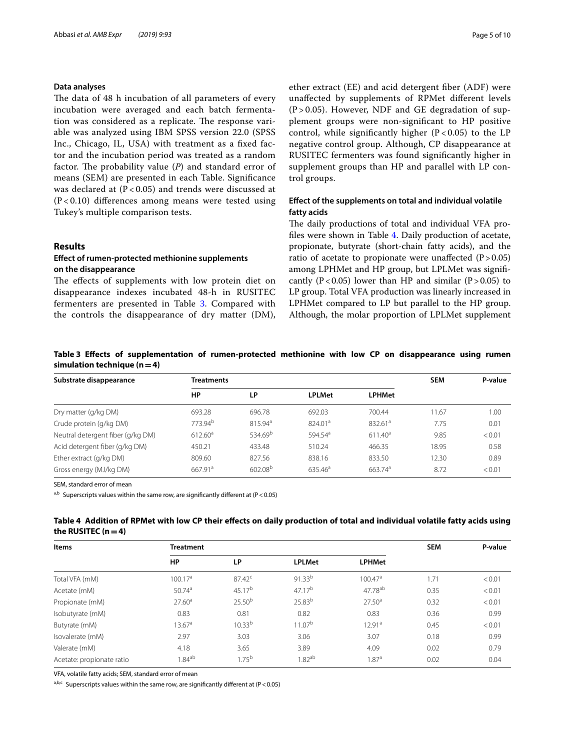### Data analyses

The data of 48 h incubation of all parameters of every incubation were averaged and each batch fermentation was considered as a replicate. The response variable was analyzed using IBM SPSS version 22.0 (SPSS Inc., Chicago, IL, USA) with treatment as a fixed factor and the incubation period was treated as a random factor. The probability value (*P*) and standard error of means (SEM) are presented in each Table. Significance was declared at ($P < 0.05$) and trends were discussed at ($P < 0.10$) differences among means were tested using Tukey's multiple comparison tests.

## Results

### Effect of rumen-protected methionine supplements on the disappearance

The effects of supplements with low protein diet on disappearance indexes incubated 48-h in RUSITEC fermenters are presented in Table 3. Compared with the controls the disappearance of dry matter (DM), ether extract (EE) and acid detergent fiber (ADF) were unaffected by supplements of RPMet different levels ($P > 0.05$). However, NDF and GE degradation of supplement groups were non-significant to HP positive control, while significantly higher ($P < 0.05$) to the LP negative control group. Although, CP disappearance at RUSITEC fermenters was found significantly higher in supplement groups than HP and parallel with LP control groups.

### Effect of the supplements on total and individual volatile fatty acids

The daily productions of total and individual VFA profiles were shown in Table 4. Daily production of acetate, propionate, butyrate (short-chain fatty acids), and the ratio of acetate to propionate were unaffected ($P > 0.05$) among LPHMet and HP group, but LPLMet was significantly ($P < 0.05$) lower than HP and similar ($P > 0.05$) to LP group. Total VFA production was linearly increased in LPHMet compared to LP but parallel to the HP group. Although, the molar proportion of LPLMet supplement

**Table 3 Effects of supplementation of rumen-protected methionine with low CP on disappearance using rumen simulation technique (n = 4)**

| Substrate disappearance | Treatments | | | | SEM | P-value |
|---|---|---|---|---|---|---|
| | HP | LP | LPLMet | LPHMet | | |
| Dry matter (g/kg DM) | 693.28 | 696.78 | 692.03 | 700.44 | 11.67 | 1.00 |
| Crude protein (g/kg DM) | 773.94[b] | 815.94[a] | 824.01[a] | 832.61[a] | 7.75 | 0.01 |
| Neutral detergent fiber (g/kg DM) | 612.60[a] | 534.69[b] | 594.54[a] | 611.40[a] | 9.85 | < 0.01 |
| Acid detergent fiber (g/kg DM) | 450.21 | 433.48 | 510.24 | 466.35 | 18.95 | 0.58 |
| Ether extract (g/kg DM) | 809.60 | 827.56 | 838.16 | 833.50 | 12.30 | 0.89 |
| Gross energy (MJ/kg DM) | 667.91[a] | 602.08[b] | 635.46[a] | 663.74[a] | 8.72 | < 0.01 |

SEM, standard error of mean

[a,b] Superscripts values within the same row, are significantly different at ($P < 0.05$)

**Table 4 Addition of RPMet with low CP their effects on daily production of total and individual volatile fatty acids using the RUSITEC (n = 4)**

| Items | Treatment | | | | SEM | P-value |
|---|---|---|---|---|---|---|
| | HP | LP | LPLMet | LPHMet | | |
| Total VFA (mM) | 100.17[a] | 87.42[c] | 91.33[b] | 100.47[a] | 1.71 | < 0.01 |
| Acetate (mM) | 50.74[a] | 45.17[b] | 47.17[b] | 47.78[ab] | 0.35 | < 0.01 |
| Propionate (mM) | 27.60[a] | 25.50[b] | 25.83[b] | 27.50[a] | 0.32 | < 0.01 |
| Isobutyrate (mM) | 0.83 | 0.81 | 0.82 | 0.83 | 0.36 | 0.99 |
| Butyrate (mM) | 13.67[a] | 10.33[b] | 11.07[b] | 12.91[a] | 0.45 | < 0.01 |
| Isovalerate (mM) | 2.97 | 3.03 | 3.06 | 3.07 | 0.18 | 0.99 |
| Valerate (mM) | 4.18 | 3.65 | 3.89 | 4.09 | 0.02 | 0.79 |
| Acetate: propionate ratio | 1.84[ab] | 1.75[b] | 1.82[ab] | 1.87[a] | 0.02 | 0.04 |

VFA, volatile fatty acids; SEM, standard error of mean

[a,b,c] Superscripts values within the same row, are significantly different at ($P < 0.05$)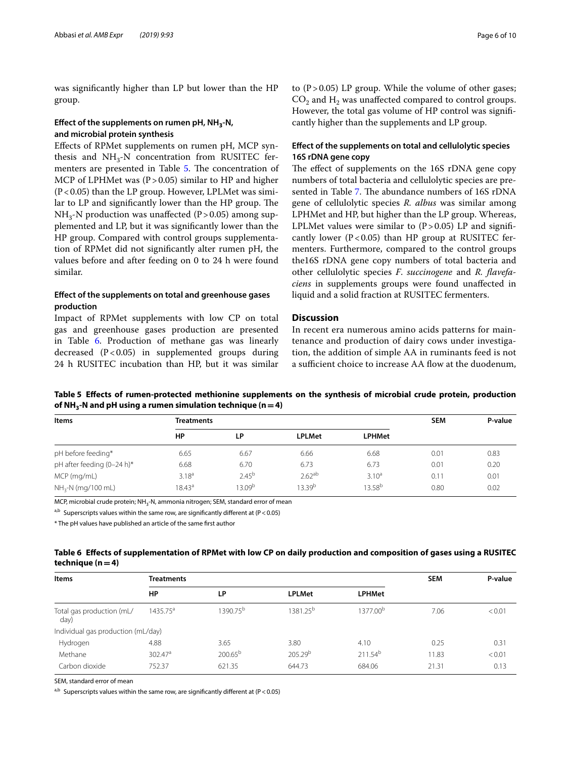was significantly higher than LP but lower than the HP group.

### Effect of the supplements on rumen pH, $NH_3$-N, and microbial protein synthesis

Effects of RPMet supplements on rumen pH, MCP synthesis and $NH_3$-N concentration from RUSITEC fermenters are presented in Table 5. The concentration of MCP of LPHMet was ($P > 0.05$) similar to HP and higher ($P < 0.05$) than the LP group. However, LPLMet was similar to LP and significantly lower than the HP group. The $NH_3$-N production was unaffected ($P > 0.05$) among supplemented and LP, but it was significantly lower than the HP group. Compared with control groups supplementation of RPMet did not significantly alter rumen pH, the values before and after feeding on 0 to 24 h were found similar.

### Effect of the supplements on total and greenhouse gases production

Impact of RPMet supplements with low CP on total gas and greenhouse gases production are presented in Table 6. Production of methane gas was linearly decreased ($P < 0.05$) in supplemented groups during 24 h RUSITEC incubation than HP, but it was similar to ($P > 0.05$) LP group. While the volume of other gases; $CO_2$ and $H_2$ was unaffected compared to control groups. However, the total gas volume of HP control was significantly higher than the supplements and LP group.

### Effect of the supplements on total and cellulolytic species 16S rDNA gene copy

The effect of supplements on the 16S rDNA gene copy numbers of total bacteria and cellulolytic species are presented in Table 7. The abundance numbers of 16S rDNA gene of cellulolytic species *R. albus* was similar among LPHMet and HP, but higher than the LP group. Whereas, LPLMet values were similar to ($P > 0.05$) LP and significantly lower ($P < 0.05$) than HP group at RUSITEC fermenters. Furthermore, compared to the control groups the16S rDNA gene copy numbers of total bacteria and other cellulolytic species *F. succinogene* and *R. flavefaciens* in supplements groups were found unaffected in liquid and a solid fraction at RUSITEC fermenters.

## Discussion

In recent era numerous amino acids patterns for maintenance and production of dairy cows under investigation, the addition of simple AA in ruminants feed is not a sufficient choice to increase AA flow at the duodenum,

**Table 5 Effects of rumen-protected methionine supplements on the synthesis of microbial crude protein, production of $NH_3$-N and pH using a rumen simulation technique (n = 4)**

| Items | Treatments | | | | SEM | P-value |
|---|---|---|---|---|---|---|
| | HP | LP | LPLMet | LPHMet | | |
| pH before feeding* | 6.65 | 6.67 | 6.66 | 6.68 | 0.01 | 0.83 |
| pH after feeding (0–24 h)* | 6.68 | 6.70 | 6.73 | 6.73 | 0.01 | 0.20 |
| MCP (mg/mL) | $3.18^{a}$ | $2.45^{b}$ | $2.62^{ab}$ | $3.10^{a}$ | 0.11 | 0.01 |
| $NH_3$-N (mg/100 mL) | $18.43^{a}$ | $13.09^{b}$ | $13.39^{b}$ | $13.58^{b}$ | 0.80 | 0.02 |

MCP, microbial crude protein; $NH_3$-N, ammonia nitrogen; SEM, standard error of mean

a,b Superscripts values within the same row, are significantly different at ($P < 0.05$)

* The pH values have published an article of the same first author

**Table 6 Effects of supplementation of RPMet with low CP on daily production and composition of gases using a RUSITEC technique (n = 4)**

| Items | Treatments | | | | SEM | P-value |
|---|---|---|---|---|---|---|
| | HP | LP | LPLMet | LPHMet | | |
| Total gas production (mL/day) | $1435.75^{a}$ | $1390.75^{b}$ | $1381.25^{b}$ | $1377.00^{b}$ | 7.06 | < 0.01 |
| Individual gas production (mL/day) | | | | | | |
| Hydrogen | 4.88 | 3.65 | 3.80 | 4.10 | 0.25 | 0.31 |
| Methane | $302.47^{a}$ | $200.65^{b}$ | $205.29^{b}$ | $211.54^{b}$ | 11.83 | < 0.01 |
| Carbon dioxide | 752.37 | 621.35 | 644.73 | 684.06 | 21.31 | 0.13 |

SEM, standard error of mean

a,b Superscripts values within the same row, are significantly different at ($P < 0.05$)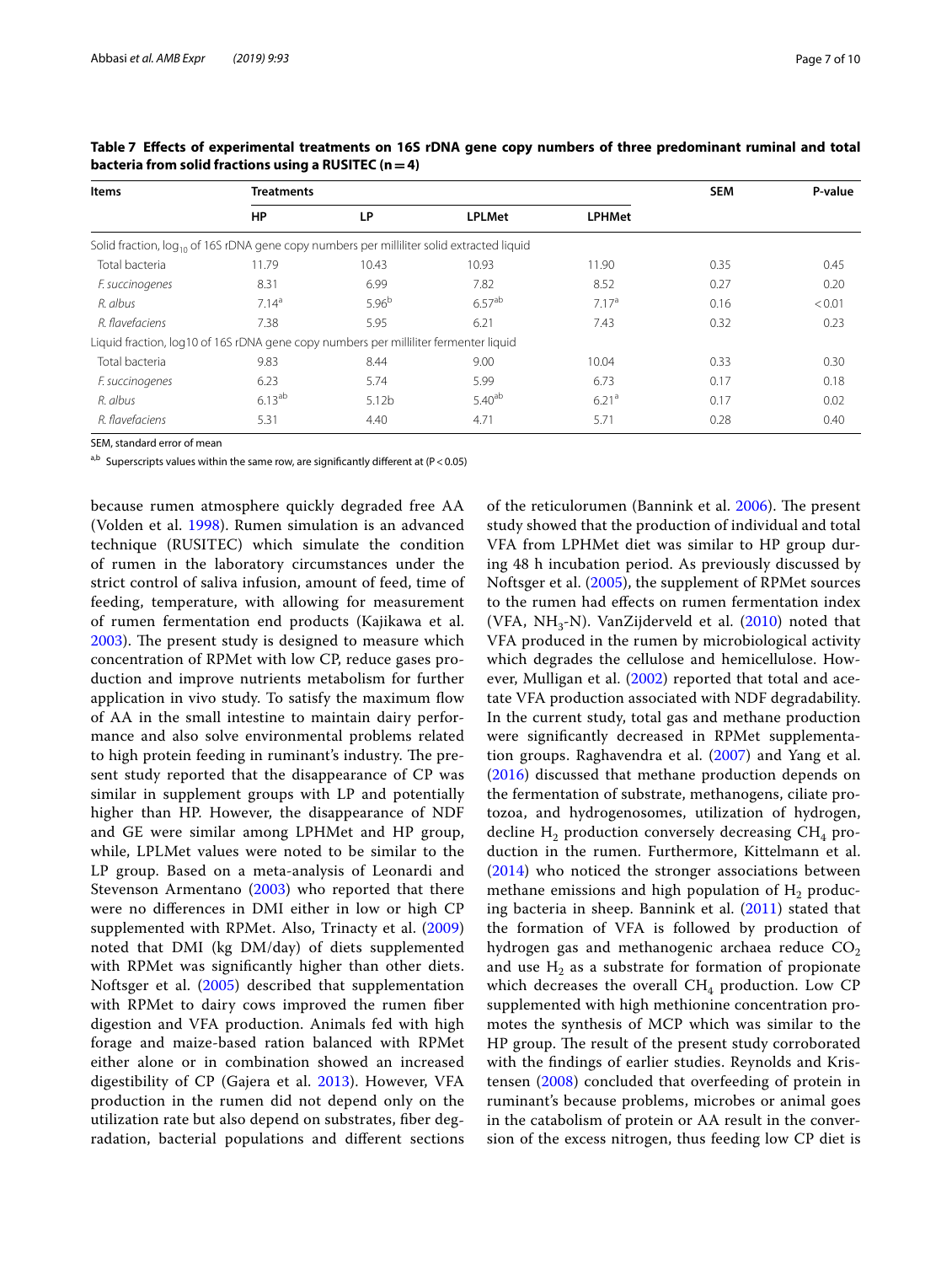**Table 7 Effects of experimental treatments on 16S rDNA gene copy numbers of three predominant ruminal and total bacteria from solid fractions using a RUSITEC (n = 4)**

| Items | Treatments | | | | SEM | P-value |
|---|---|---|---|---|---|---|
| | HP | LP | LPLMet | LPHMet | | |
| Solid fraction, $log_{10}$ of 16S rDNA gene copy numbers per milliliter solid extracted liquid | | | | | | |
| Total bacteria | 11.79 | 10.43 | 10.93 | 11.90 | 0.35 | 0.45 |
| *F. succinogenes* | 8.31 | 6.99 | 7.82 | 8.52 | 0.27 | 0.20 |
| *R. albus* | 7.14[a] | 5.96[b] | 6.57[ab] | 7.17[a] | 0.16 | < 0.01 |
| *R. flavefaciens* | 7.38 | 5.95 | 6.21 | 7.43 | 0.32 | 0.23 |
| Liquid fraction, log10 of 16S rDNA gene copy numbers per milliliter fermenter liquid | | | | | | |
| Total bacteria | 9.83 | 8.44 | 9.00 | 10.04 | 0.33 | 0.30 |
| *F. succinogenes* | 6.23 | 5.74 | 5.99 | 6.73 | 0.17 | 0.18 |
| *R. albus* | 6.13[ab] | 5.12b | 5.40[ab] | 6.21[a] | 0.17 | 0.02 |
| *R. flavefaciens* | 5.31 | 4.40 | 4.71 | 5.71 | 0.28 | 0.40 |

SEM, standard error of mean

[a,b] Superscripts values within the same row, are significantly different at (P < 0.05)

because rumen atmosphere quickly degraded free AA (Volden et al. 1998). Rumen simulation is an advanced technique (RUSITEC) which simulate the condition of rumen in the laboratory circumstances under the strict control of saliva infusion, amount of feed, time of feeding, temperature, with allowing for measurement of rumen fermentation end products (Kajikawa et al. 2003). The present study is designed to measure which concentration of RPMet with low CP, reduce gases production and improve nutrients metabolism for further application in vivo study. To satisfy the maximum flow of AA in the small intestine to maintain dairy performance and also solve environmental problems related to high protein feeding in ruminant's industry. The present study reported that the disappearance of CP was similar in supplement groups with LP and potentially higher than HP. However, the disappearance of NDF and GE were similar among LPHMet and HP group, while, LPLMet values were noted to be similar to the LP group. Based on a meta-analysis of Leonardi and Stevenson Armentano (2003) who reported that there were no differences in DMI either in low or high CP supplemented with RPMet. Also, Trinacty et al. (2009) noted that DMI (kg DM/day) of diets supplemented with RPMet was significantly higher than other diets. Noftsger et al. (2005) described that supplementation with RPMet to dairy cows improved the rumen fiber digestion and VFA production. Animals fed with high forage and maize-based ration balanced with RPMet either alone or in combination showed an increased digestibility of CP (Gajera et al. 2013). However, VFA production in the rumen did not depend only on the utilization rate but also depend on substrates, fiber degradation, bacterial populations and different sections of the reticulorumen (Bannink et al. 2006). The present study showed that the production of individual and total VFA from LPHMet diet was similar to HP group during 48 h incubation period. As previously discussed by Noftsger et al. (2005), the supplement of RPMet sources to the rumen had effects on rumen fermentation index (VFA, $NH_3$-N). VanZijderveld et al. (2010) noted that VFA produced in the rumen by microbiological activity which degrades the cellulose and hemicellulose. However, Mulligan et al. (2002) reported that total and acetate VFA production associated with NDF degradability. In the current study, total gas and methane production were significantly decreased in RPMet supplementation groups. Raghavendra et al. (2007) and Yang et al. (2016) discussed that methane production depends on the fermentation of substrate, methanogens, ciliate protozoa, and hydrogenosomes, utilization of hydrogen, decline $H_2$ production conversely decreasing $CH_4$ production in the rumen. Furthermore, Kittelmann et al. (2014) who noticed the stronger associations between methane emissions and high population of $H_2$ producing bacteria in sheep. Bannink et al. (2011) stated that the formation of VFA is followed by production of hydrogen gas and methanogenic archaea reduce $CO_2$ and use $H_2$ as a substrate for formation of propionate which decreases the overall $CH_4$ production. Low CP supplemented with high methionine concentration promotes the synthesis of MCP which was similar to the HP group. The result of the present study corroborated with the findings of earlier studies. Reynolds and Kristensen (2008) concluded that overfeeding of protein in ruminant's because problems, microbes or animal goes in the catabolism of protein or AA result in the conversion of the excess nitrogen, thus feeding low CP diet is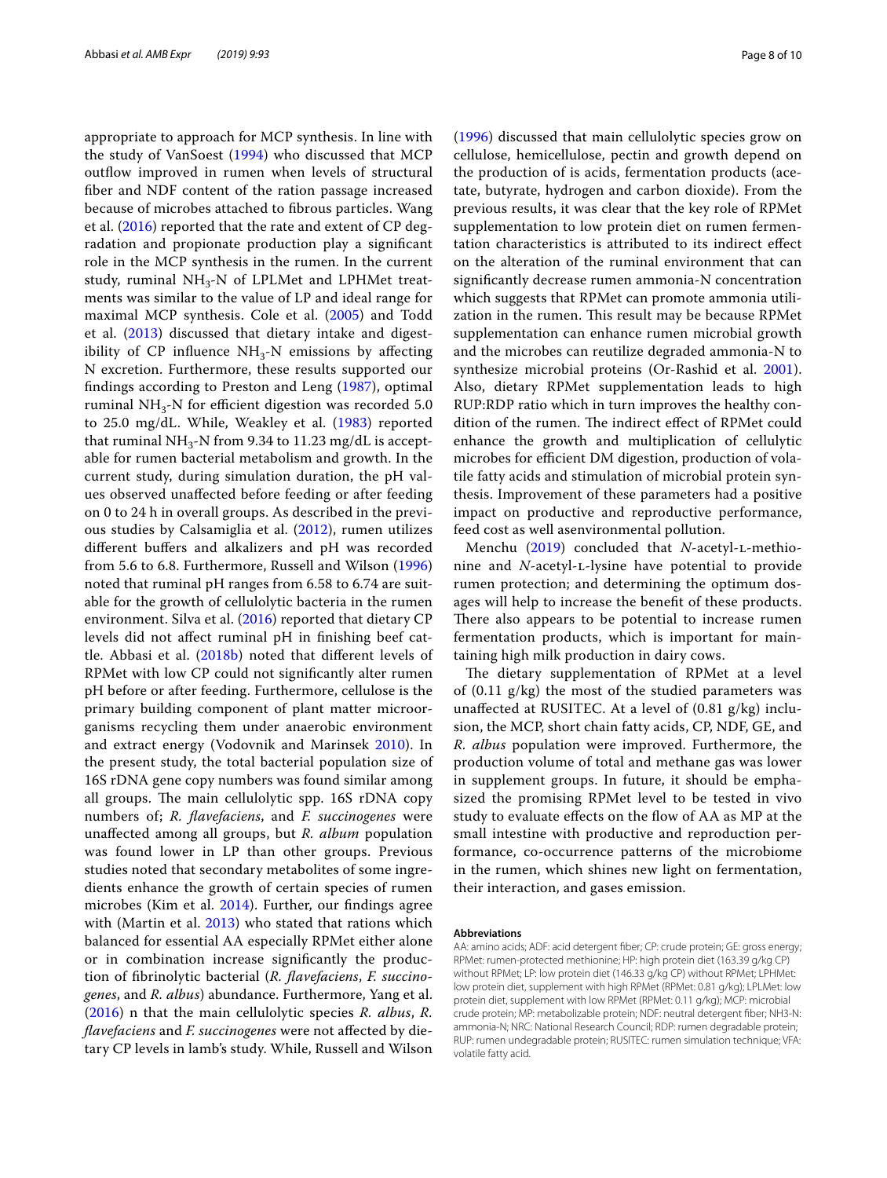appropriate to approach for MCP synthesis. In line with the study of VanSoest (1994) who discussed that MCP outflow improved in rumen when levels of structural fiber and NDF content of the ration passage increased because of microbes attached to fibrous particles. Wang et al. (2016) reported that the rate and extent of CP degradation and propionate production play a significant role in the MCP synthesis in the rumen. In the current study, ruminal $NH_3$-N of LPLMet and LPHMet treatments was similar to the value of LP and ideal range for maximal MCP synthesis. Cole et al. (2005) and Todd et al. (2013) discussed that dietary intake and digestibility of CP influence $NH_3$-N emissions by affecting N excretion. Furthermore, these results supported our findings according to Preston and Leng (1987), optimal ruminal $NH_3$-N for efficient digestion was recorded 5.0 to 25.0 mg/dL. While, Weakley et al. (1983) reported that ruminal $NH_3$-N from 9.34 to 11.23 mg/dL is acceptable for rumen bacterial metabolism and growth. In the current study, during simulation duration, the pH values observed unaffected before feeding or after feeding on 0 to 24 h in overall groups. As described in the previous studies by Calsamiglia et al. (2012), rumen utilizes different buffers and alkalizers and pH was recorded from 5.6 to 6.8. Furthermore, Russell and Wilson (1996) noted that ruminal pH ranges from 6.58 to 6.74 are suitable for the growth of cellulolytic bacteria in the rumen environment. Silva et al. (2016) reported that dietary CP levels did not affect ruminal pH in finishing beef cattle. Abbasi et al. (2018b) noted that different levels of RPMet with low CP could not significantly alter rumen pH before or after feeding. Furthermore, cellulose is the primary building component of plant matter microorganisms recycling them under anaerobic environment and extract energy (Vodovnik and Marinsek 2010). In the present study, the total bacterial population size of 16S rDNA gene copy numbers was found similar among all groups. The main cellulolytic spp. 16S rDNA copy numbers of; *R. flavefaciens*, and *F. succinogenes* were unaffected among all groups, but *R. album* population was found lower in LP than other groups. Previous studies noted that secondary metabolites of some ingredients enhance the growth of certain species of rumen microbes (Kim et al. 2014). Further, our findings agree with (Martin et al. 2013) who stated that rations which balanced for essential AA especially RPMet either alone or in combination increase significantly the production of fibrinolytic bacterial (*R. flavefaciens*, *F. succinogenes*, and *R. albus*) abundance. Furthermore, Yang et al. (2016) n that the main cellulolytic species *R. albus*, *R. flavefaciens* and *F. succinogenes* were not affected by dietary CP levels in lamb's study. While, Russell and Wilson (1996) discussed that main cellulolytic species grow on cellulose, hemicellulose, pectin and growth depend on the production of is acids, fermentation products (acetate, butyrate, hydrogen and carbon dioxide). From the previous results, it was clear that the key role of RPMet supplementation to low protein diet on rumen fermentation characteristics is attributed to its indirect effect on the alteration of the ruminal environment that can significantly decrease rumen ammonia-N concentration which suggests that RPMet can promote ammonia utilization in the rumen. This result may be because RPMet supplementation can enhance rumen microbial growth and the microbes can reutilize degraded ammonia-N to synthesize microbial proteins (Or-Rashid et al. 2001). Also, dietary RPMet supplementation leads to high RUP:RDP ratio which in turn improves the healthy condition of the rumen. The indirect effect of RPMet could enhance the growth and multiplication of cellulytic microbes for efficient DM digestion, production of volatile fatty acids and stimulation of microbial protein synthesis. Improvement of these parameters had a positive impact on productive and reproductive performance, feed cost as well asenvironmental pollution.

Menchu (2019) concluded that *N*-acetyl-L-methionine and *N*-acetyl-L-lysine have potential to provide rumen protection; and determining the optimum dosages will help to increase the benefit of these products. There also appears to be potential to increase rumen fermentation products, which is important for maintaining high milk production in dairy cows.

The dietary supplementation of RPMet at a level of (0.11 g/kg) the most of the studied parameters was unaffected at RUSITEC. At a level of (0.81 g/kg) inclusion, the MCP, short chain fatty acids, CP, NDF, GE, and *R. albus* population were improved. Furthermore, the production volume of total and methane gas was lower in supplement groups. In future, it should be emphasized the promising RPMet level to be tested in vivo study to evaluate effects on the flow of AA as MP at the small intestine with productive and reproduction performance, co-occurrence patterns of the microbiome in the rumen, which shines new light on fermentation, their interaction, and gases emission.

**Abbreviations**

AA: amino acids; ADF: acid detergent fiber; CP: crude protein; GE: gross energy; RPMet: rumen-protected methionine; HP: high protein diet (163.39 g/kg CP) without RPMet; LP: low protein diet (146.33 g/kg CP) without RPMet; LPHMet: low protein diet, supplement with high RPMet (RPMet: 0.81 g/kg); LPLMet: low protein diet, supplement with low RPMet (RPMet: 0.11 g/kg); MCP: microbial crude protein; MP: metabolizable protein; NDF: neutral detergent fiber; NH3-N: ammonia-N; NRC: National Research Council; RDP: rumen degradable protein; RUP: rumen undegradable protein; RUSITEC: rumen simulation technique; VFA: volatile fatty acid.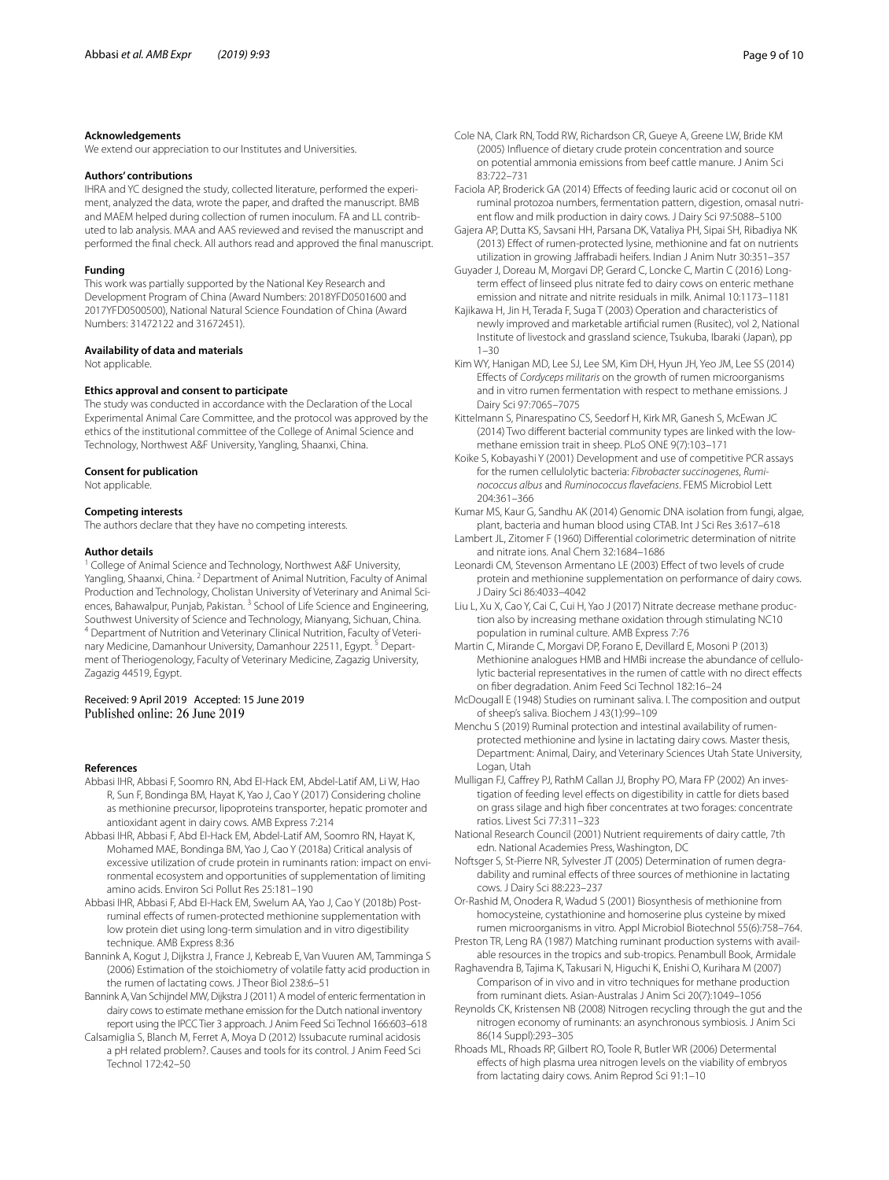#### Acknowledgements

We extend our appreciation to our Institutes and Universities.

#### Authors' contributions

IHRA and YC designed the study, collected literature, performed the experiment, analyzed the data, wrote the paper, and drafted the manuscript. BMB and MAEM helped during collection of rumen inoculum. FA and LL contributed to lab analysis. MAA and AAS reviewed and revised the manuscript and performed the final check. All authors read and approved the final manuscript.

#### Funding

This work was partially supported by the National Key Research and Development Program of China (Award Numbers: 2018YFD0501600 and 2017YFD0500500), National Natural Science Foundation of China (Award Numbers: 31472122 and 31672451).

#### Availability of data and materials

Not applicable.

#### Ethics approval and consent to participate

The study was conducted in accordance with the Declaration of the Local Experimental Animal Care Committee, and the protocol was approved by the ethics of the institutional committee of the College of Animal Science and Technology, Northwest A&F University, Yangling, Shaanxi, China.

#### Consent for publication

Not applicable.

#### Competing interests

The authors declare that they have no competing interests.

#### Author details

[1] College of Animal Science and Technology, Northwest A&F University, Yangling, Shaanxi, China. [2] Department of Animal Nutrition, Faculty of Animal Production and Technology, Cholistan University of Veterinary and Animal Sciences, Bahawalpur, Punjab, Pakistan. [3] School of Life Science and Engineering, Southwest University of Science and Technology, Mianyang, Sichuan, China. [4] Department of Nutrition and Veterinary Clinical Nutrition, Faculty of Veterinary Medicine, Damanhour University, Damanhour 22511, Egypt. [5] Department of Theriogenology, Faculty of Veterinary Medicine, Zagazig University, Zagazig 44519, Egypt.

Received: 9 April 2019 Accepted: 15 June 2019
Published online: 26 June 2019

#### References

- Abbasi IHR, Abbasi F, Soomro RN, Abd El-Hack EM, Abdel-Latif AM, Li W, Hao R, Sun F, Bondinga BM, Hayat K, Yao J, Cao Y (2017) Considering choline as methionine precursor, lipoproteins transporter, hepatic promoter and antioxidant agent in dairy cows. AMB Express 7:214
- Abbasi IHR, Abbasi F, Abd El-Hack EM, Abdel-Latif AM, Soomro RN, Hayat K, Mohamed MAE, Bondinga BM, Yao J, Cao Y (2018a) Critical analysis of excessive utilization of crude protein in ruminants ration: impact on environmental ecosystem and opportunities of supplementation of limiting amino acids. Environ Sci Pollut Res 25:181–190
- Abbasi IHR, Abbasi F, Abd El-Hack EM, Swelum AA, Yao J, Cao Y (2018b) Post-ruminal effects of rumen-protected methionine supplementation with low protein diet using long-term simulation and in vitro digestibility technique. AMB Express 8:36
- Bannink A, Kogut J, Dijkstra J, France J, Kebreab E, Van Vuuren AM, Tamminga S (2006) Estimation of the stoichiometry of volatile fatty acid production in the rumen of lactating cows. J Theor Biol 238:6–51
- Bannink A, Van Schijndel MW, Dijkstra J (2011) A model of enteric fermentation in dairy cows to estimate methane emission for the Dutch national inventory report using the IPCC Tier 3 approach. J Anim Feed Sci Technol 166:603–618
- Calsamiglia S, Blanch M, Ferret A, Moya D (2012) Issubacute ruminal acidosis a pH related problem?. Causes and tools for its control. J Anim Feed Sci Technol 172:42–50
- Cole NA, Clark RN, Todd RW, Richardson CR, Gueye A, Greene LW, Bride KM (2005) Influence of dietary crude protein concentration and source on potential ammonia emissions from beef cattle manure. J Anim Sci 83:722–731
- Faciola AP, Broderick GA (2014) Effects of feeding lauric acid or coconut oil on ruminal protozoa numbers, fermentation pattern, digestion, omasal nutrient flow and milk production in dairy cows. J Dairy Sci 97:5088–5100
- Gajera AP, Dutta KS, Savsani HH, Parsana DK, Vataliya PH, Sipai SH, Ribadiya NK (2013) Effect of rumen-protected lysine, methionine and fat on nutrients utilization in growing Jaffrabadi heifers. Indian J Anim Nutr 30:351–357
- Guyader J, Doreau M, Morgavi DP, Gerard C, Loncke C, Martin C (2016) Long-term effect of linseed plus nitrate fed to dairy cows on enteric methane emission and nitrate and nitrite residuals in milk. Animal 10:1173–1181
- Kajikawa H, Jin H, Terada F, Suga T (2003) Operation and characteristics of newly improved and marketable artificial rumen (Rusitec), vol 2, National Institute of livestock and grassland science, Tsukuba, Ibaraki (Japan), pp 1–30
- Kim WY, Hanigan MD, Lee SJ, Lee SM, Kim DH, Hyun JH, Yeo JM, Lee SS (2014) Effects of *Cordyceps militaris* on the growth of rumen microorganisms and in vitro rumen fermentation with respect to methane emissions. J Dairy Sci 97:7065–7075
- Kittelmann S, Pinarespatino CS, Seedorf H, Kirk MR, Ganesh S, McEwan JC (2014) Two different bacterial community types are linked with the low-methane emission trait in sheep. PLoS ONE 9(7):103–171
- Koike S, Kobayashi Y (2001) Development and use of competitive PCR assays for the rumen cellulolytic bacteria: *Fibrobacter succinogenes*, *Ruminococcus albus* and *Ruminococcus flavefaciens*. FEMS Microbiol Lett 204:361–366
- Kumar MS, Kaur G, Sandhu AK (2014) Genomic DNA isolation from fungi, algae, plant, bacteria and human blood using CTAB. Int J Sci Res 3:617–618
- Lambert JL, Zitomer F (1960) Differential colorimetric determination of nitrite and nitrate ions. Anal Chem 32:1684–1686
- Leonardi CM, Stevenson Armentano LE (2003) Effect of two levels of crude protein and methionine supplementation on performance of dairy cows. J Dairy Sci 86:4033–4042
- Liu L, Xu X, Cao Y, Cai C, Cui H, Yao J (2017) Nitrate decrease methane production also by increasing methane oxidation through stimulating NC10 population in ruminal culture. AMB Express 7:76
- Martin C, Mirande C, Morgavi DP, Forano E, Devillard E, Mosoni P (2013) Methionine analogues HMB and HMBi increase the abundance of cellulolytic bacterial representatives in the rumen of cattle with no direct effects on fiber degradation. Anim Feed Sci Technol 182:16–24
- McDougall E (1948) Studies on ruminant saliva. I. The composition and output of sheep's saliva. Biochem J 43(1):99–109
- Menchu S (2019) Ruminal protection and intestinal availability of rumen-protected methionine and lysine in lactating dairy cows. Master thesis, Department: Animal, Dairy, and Veterinary Sciences Utah State University, Logan, Utah
- Mulligan FJ, Caffrey PJ, RathM Callan JJ, Brophy PO, Mara FP (2002) An investigation of feeding level effects on digestibility in cattle for diets based on grass silage and high fiber concentrates at two forages: concentrate ratios. Livest Sci 77:311–323
- National Research Council (2001) Nutrient requirements of dairy cattle, 7th edn. National Academies Press, Washington, DC
- Noftsger S, St-Pierre NR, Sylvester JT (2005) Determination of rumen degradability and ruminal effects of three sources of methionine in lactating cows. J Dairy Sci 88:223–237
- Or-Rashid M, Onodera R, Wadud S (2001) Biosynthesis of methionine from homocysteine, cystathionine and homoserine plus cysteine by mixed rumen microorganisms in vitro. Appl Microbiol Biotechnol 55(6):758–764.
- Preston TR, Leng RA (1987) Matching ruminant production systems with available resources in the tropics and sub-tropics. Penambull Book, Armidale
- Raghavendra B, Tajima K, Takusari N, Higuchi K, Enishi O, Kurihara M (2007) Comparison of in vivo and in vitro techniques for methane production from ruminant diets. Asian-Australas J Anim Sci 20(7):1049–1056
- Reynolds CK, Kristensen NB (2008) Nitrogen recycling through the gut and the nitrogen economy of ruminants: an asynchronous symbiosis. J Anim Sci 86(14 Suppl):293–305
- Rhoads ML, Rhoads RP, Gilbert RO, Toole R, Butler WR (2006) Determental effects of high plasma urea nitrogen levels on the viability of embryos from lactating dairy cows. Anim Reprod Sci 91:1–10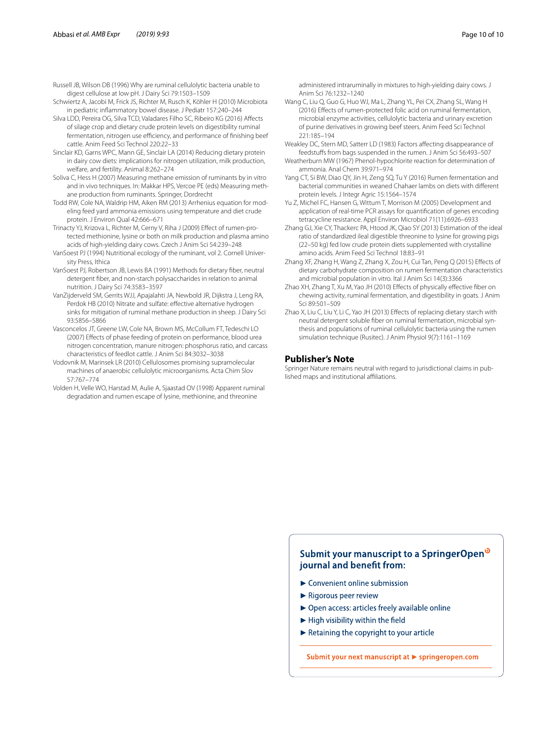Russell JB, Wilson DB (1996) Why are ruminal cellulolytic bacteria unable to digest cellulose at low pH. J Dairy Sci 79:1503–1509

Schwiertz A, Jacobi M, Frick JS, Richter M, Rusch K, Köhler H (2010) Microbiota in pediatric inflammatory bowel disease. J Pediatr 157:240–244

Silva LDD, Pereira OG, Silva TCD, Valadares Filho SC, Ribeiro KG (2016) Affects of silage crop and dietary crude protein levels on digestibility ruminal fermentation, nitrogen use efficiency, and performance of finishing beef cattle. Anim Feed Sci Technol 220:22–33

Sinclair KD, Garns WPC, Mann GE, Sinclair LA (2014) Reducing dietary protein in dairy cow diets: implications for nitrogen utilization, milk production, welfare, and fertility. Animal 8:262–274

Soliva C, Hess H (2007) Measuring methane emission of ruminants by in vitro and in vivo techniques. In: Makkar HPS, Vercoe PE (eds) Measuring methane production from ruminants. Springer, Dordrecht

Todd RW, Cole NA, Waldrip HM, Aiken RM (2013) Arrhenius equation for modeling feed yard ammonia emissions using temperature and diet crude protein. J Environ Qual 42:666–671

Trinacty YJ, Krizova L, Richter M, Cerny V, Riha J (2009) Effect of rumen-protected methionine, lysine or both on milk production and plasma amino acids of high-yielding dairy cows. Czech J Anim Sci 54:239–248

VanSoest PJ (1994) Nutritional ecology of the ruminant, vol 2. Cornell University Press, Ithica

VanSoest PJ, Robertson JB, Lewis BA (1991) Methods for dietary fiber, neutral detergent fiber, and non-starch polysaccharides in relation to animal nutrition. J Dairy Sci 74:3583–3597

VanZijderveld SM, Gerrits WJJ, Apajalahti JA, Newbold JR, Dijkstra J, Leng RA, Perdok HB (2010) Nitrate and sulfate: effective alternative hydrogen sinks for mitigation of ruminal methane production in sheep. J Dairy Sci 93:5856–5866

Vasconcelos JT, Greene LW, Cole NA, Brown MS, McCollum FT, Tedeschi LO (2007) Effects of phase feeding of protein on performance, blood urea nitrogen concentration, manure nitrogen: phosphorus ratio, and carcass characteristics of feedlot cattle. J Anim Sci 84:3032–3038

Vodovnik M, Marinsek LR (2010) Cellulosomes promising supramolecular machines of anaerobic cellulolytic microorganisms. Acta Chim Slov 57:767–774

Volden H, Velle WO, Harstad M, Aulie A, Sjaastad OV (1998) Apparent ruminal degradation and rumen escape of lysine, methionine, and threonine administered intraruminally in mixtures to high-yielding dairy cows. J Anim Sci 76:1232–1240

Wang C, Liu Q, Guo G, Huo WJ, Ma L, Zhang YL, Pei CX, Zhang SL, Wang H (2016) Effects of rumen-protected folic acid on ruminal fermentation, microbial enzyme activities, cellulolytic bacteria and urinary excretion of purine derivatives in growing beef steers. Anim Feed Sci Technol 221:185–194

Weakley DC, Stern MD, Satterr LD (1983) Factors affecting disappearance of feedstuffs from bags suspended in the rumen. J Anim Sci 56:493–507

Weatherburn MW (1967) Phenol-hypochlorite reaction for determination of ammonia. Anal Chem 39:971–974

Yang CT, Si BW, Diao QY, Jin H, Zeng SQ, Tu Y (2016) Rumen fermentation and bacterial communities in weaned Chahaer lambs on diets with different protein levels. J Integr Agric 15:1564–1574

Yu Z, Michel FC, Hansen G, Wittum T, Morrison M (2005) Development and application of real-time PCR assays for quantification of genes encoding tetracycline resistance. Appl Environ Microbiol 71(11):6926–6933

Zhang GJ, Xie CY, Thackerc PA, Htood JK, Qiao SY (2013) Estimation of the ideal ratio of standardized ileal digestible threonine to lysine for growing pigs (22–50 kg) fed low crude protein diets supplemented with crystalline amino acids. Anim Feed Sci Technol 18:83–91

Zhang XF, Zhang H, Wang Z, Zhang X, Zou H, Cui Tan, Peng Q (2015) Effects of dietary carbohydrate composition on rumen fermentation characteristics and microbial population in vitro. Ital J Anim Sci 14(3):3366

Zhao XH, Zhang T, Xu M, Yao JH (2010) Effects of physically effective fiber on chewing activity, ruminal fermentation, and digestibility in goats. J Anim Sci 89:501–509

Zhao X, Liu C, Liu Y, Li C, Yao JH (2013) Effects of replacing dietary starch with neutral detergent soluble fiber on ruminal fermentation, microbial synthesis and populations of ruminal cellulolytic bacteria using the rumen simulation technique (Rusitec). J Anim Physiol 9(7):1161–1169

## Publisher's Note

Springer Nature remains neutral with regard to jurisdictional claims in published maps and institutional affiliations.

**Submit your manuscript to a SpringerOpen journal and benefit from:**

- ► Convenient online submission
- ► Rigorous peer review
- ► Open access: articles freely available online
- ► High visibility within the field
- ► Retaining the copyright to your article

**Submit your next manuscript at ► springeropen.com**